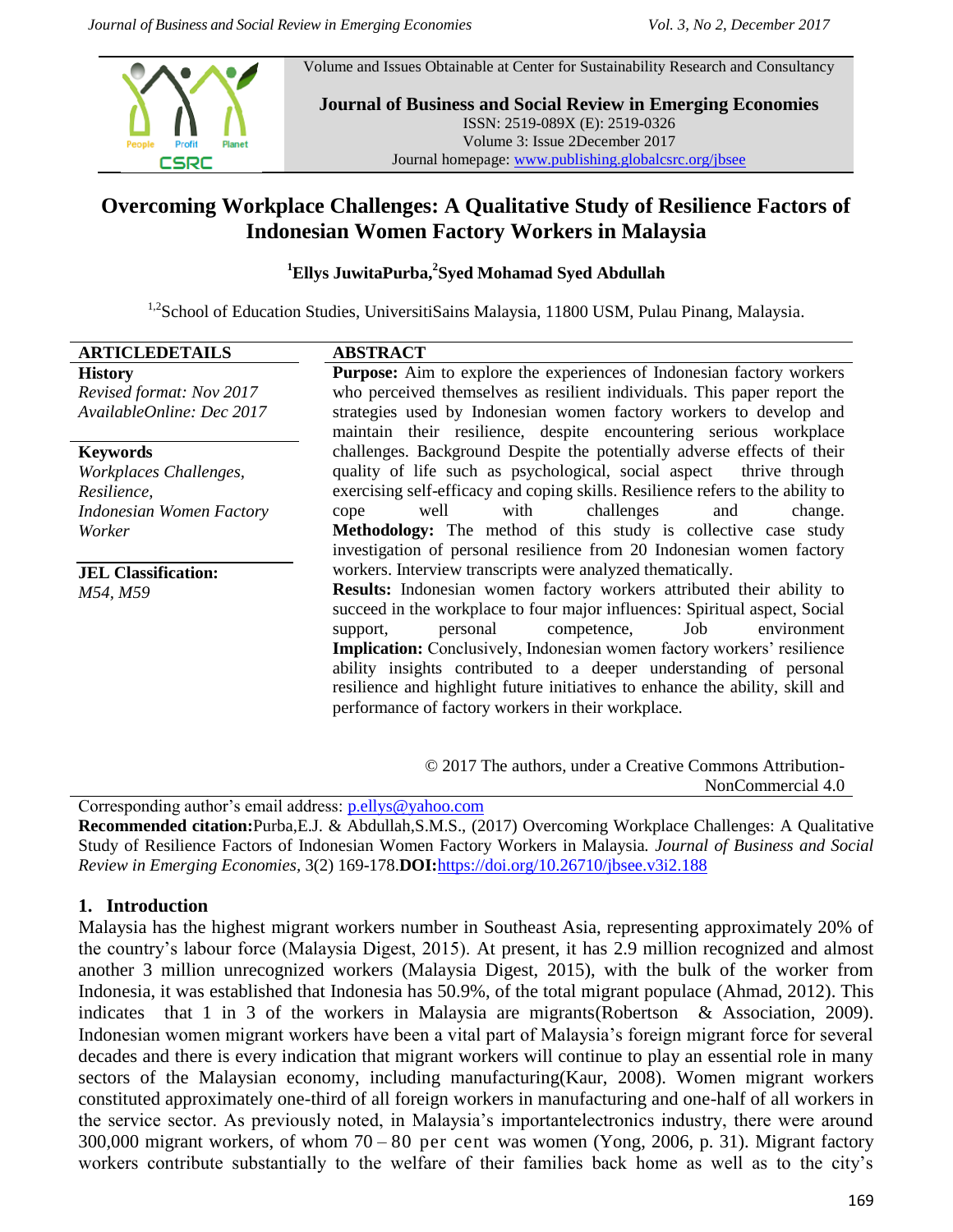Volume and Issues Obtainable at Center for Sustainability Research and Consultancy

**Journal of Business and Social Review in Emerging Economies**
ISSN: 2519-089X (E): 2519-0326
Volume 3: Issue 2December 2017
Journal homepage: www.publishing.globalcsrc.org/jbsee

# Overcoming Workplace Challenges: A Qualitative Study of Resilience Factors of Indonesian Women Factory Workers in Malaysia

**[1]Ellys JuwitaPurba,[2]Syed Mohamad Syed Abdullah**

[1,2]School of Education Studies, UniversitiSains Malaysia, 11800 USM, Pulau Pinang, Malaysia.

**ARTICLEDETAILS**

**History**
*Revised format: Nov 2017*
*AvailableOnline: Dec 2017*

**Keywords**
*Workplaces Challenges, Resilience, Indonesian Women Factory Worker*

**JEL Classification:**
*M54, M59*

**ABSTRACT**

**Purpose:** Aim to explore the experiences of Indonesian factory workers who perceived themselves as resilient individuals. This paper report the strategies used by Indonesian women factory workers to develop and maintain their resilience, despite encountering serious workplace challenges. Background Despite the potentially adverse effects of their quality of life such as psychological, social aspect thrive through exercising self-efficacy and coping skills. Resilience refers to the ability to cope well with challenges and change. **Methodology:** The method of this study is collective case study investigation of personal resilience from 20 Indonesian women factory workers. Interview transcripts were analyzed thematically.
**Results:** Indonesian women factory workers attributed their ability to succeed in the workplace to four major influences: Spiritual aspect, Social support, personal competence, Job environment **Implication:** Conclusively, Indonesian women factory workers' resilience ability insights contributed to a deeper understanding of personal resilience and highlight future initiatives to enhance the ability, skill and performance of factory workers in their workplace.

© 2017 The authors, under a Creative Commons Attribution-NonCommercial 4.0

Corresponding author's email address: p.ellys@yahoo.com
**Recommended citation:**Purba,E.J. & Abdullah,S.M.S., (2017) Overcoming Workplace Challenges: A Qualitative Study of Resilience Factors of Indonesian Women Factory Workers in Malaysia. *Journal of Business and Social Review in Emerging Economies*, 3(2) 169-178.**DOI:**https://doi.org/10.26710/jbsee.v3i2.188

## 1. Introduction

Malaysia has the highest migrant workers number in Southeast Asia, representing approximately 20% of the country's labour force (Malaysia Digest, 2015). At present, it has 2.9 million recognized and almost another 3 million unrecognized workers (Malaysia Digest, 2015), with the bulk of the worker from Indonesia, it was established that Indonesia has 50.9%, of the total migrant populace (Ahmad, 2012). This indicates that 1 in 3 of the workers in Malaysia are migrants(Robertson & Association, 2009). Indonesian women migrant workers have been a vital part of Malaysia's foreign migrant force for several decades and there is every indication that migrant workers will continue to play an essential role in many sectors of the Malaysian economy, including manufacturing(Kaur, 2008). Women migrant workers constituted approximately one-third of all foreign workers in manufacturing and one-half of all workers in the service sector. As previously noted, in Malaysia's importantelectronics industry, there were around 300,000 migrant workers, of whom 70 – 80 per cent was women (Yong, 2006, p. 31). Migrant factory workers contribute substantially to the welfare of their families back home as well as to the city's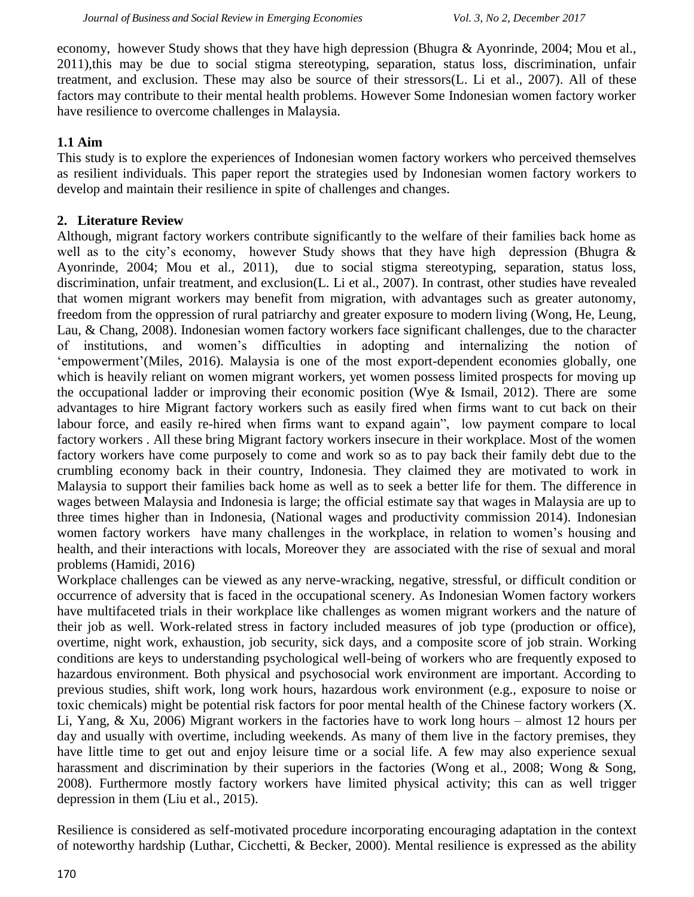economy, however Study shows that they have high depression (Bhugra & Ayonrinde, 2004; Mou et al., 2011),this may be due to social stigma stereotyping, separation, status loss, discrimination, unfair treatment, and exclusion. These may also be source of their stressors(L. Li et al., 2007). All of these factors may contribute to their mental health problems. However Some Indonesian women factory worker have resilience to overcome challenges in Malaysia.

### 1.1 Aim

This study is to explore the experiences of Indonesian women factory workers who perceived themselves as resilient individuals. This paper report the strategies used by Indonesian women factory workers to develop and maintain their resilience in spite of challenges and changes.

## 2. Literature Review

Although, migrant factory workers contribute significantly to the welfare of their families back home as well as to the city's economy, however Study shows that they have high depression (Bhugra & Ayonrinde, 2004; Mou et al., 2011), due to social stigma stereotyping, separation, status loss, discrimination, unfair treatment, and exclusion(L. Li et al., 2007). In contrast, other studies have revealed that women migrant workers may benefit from migration, with advantages such as greater autonomy, freedom from the oppression of rural patriarchy and greater exposure to modern living (Wong, He, Leung, Lau, & Chang, 2008). Indonesian women factory workers face significant challenges, due to the character of institutions, and women's difficulties in adopting and internalizing the notion of 'empowerment'(Miles, 2016). Malaysia is one of the most export-dependent economies globally, one which is heavily reliant on women migrant workers, yet women possess limited prospects for moving up the occupational ladder or improving their economic position (Wye & Ismail, 2012). There are some advantages to hire Migrant factory workers such as easily fired when firms want to cut back on their labour force, and easily re-hired when firms want to expand again", low payment compare to local factory workers . All these bring Migrant factory workers insecure in their workplace. Most of the women factory workers have come purposely to come and work so as to pay back their family debt due to the crumbling economy back in their country, Indonesia. They claimed they are motivated to work in Malaysia to support their families back home as well as to seek a better life for them. The difference in wages between Malaysia and Indonesia is large; the official estimate say that wages in Malaysia are up to three times higher than in Indonesia, (National wages and productivity commission 2014). Indonesian women factory workers have many challenges in the workplace, in relation to women's housing and health, and their interactions with locals, Moreover they are associated with the rise of sexual and moral problems (Hamidi, 2016)

Workplace challenges can be viewed as any nerve-wracking, negative, stressful, or difficult condition or occurrence of adversity that is faced in the occupational scenery. As Indonesian Women factory workers have multifaceted trials in their workplace like challenges as women migrant workers and the nature of their job as well. Work-related stress in factory included measures of job type (production or office), overtime, night work, exhaustion, job security, sick days, and a composite score of job strain. Working conditions are keys to understanding psychological well-being of workers who are frequently exposed to hazardous environment. Both physical and psychosocial work environment are important. According to previous studies, shift work, long work hours, hazardous work environment (e.g., exposure to noise or toxic chemicals) might be potential risk factors for poor mental health of the Chinese factory workers (X. Li, Yang, & Xu, 2006) Migrant workers in the factories have to work long hours – almost 12 hours per day and usually with overtime, including weekends. As many of them live in the factory premises, they have little time to get out and enjoy leisure time or a social life. A few may also experience sexual harassment and discrimination by their superiors in the factories (Wong et al., 2008; Wong & Song, 2008). Furthermore mostly factory workers have limited physical activity; this can as well trigger depression in them (Liu et al., 2015).

Resilience is considered as self-motivated procedure incorporating encouraging adaptation in the context of noteworthy hardship (Luthar, Cicchetti, & Becker, 2000). Mental resilience is expressed as the ability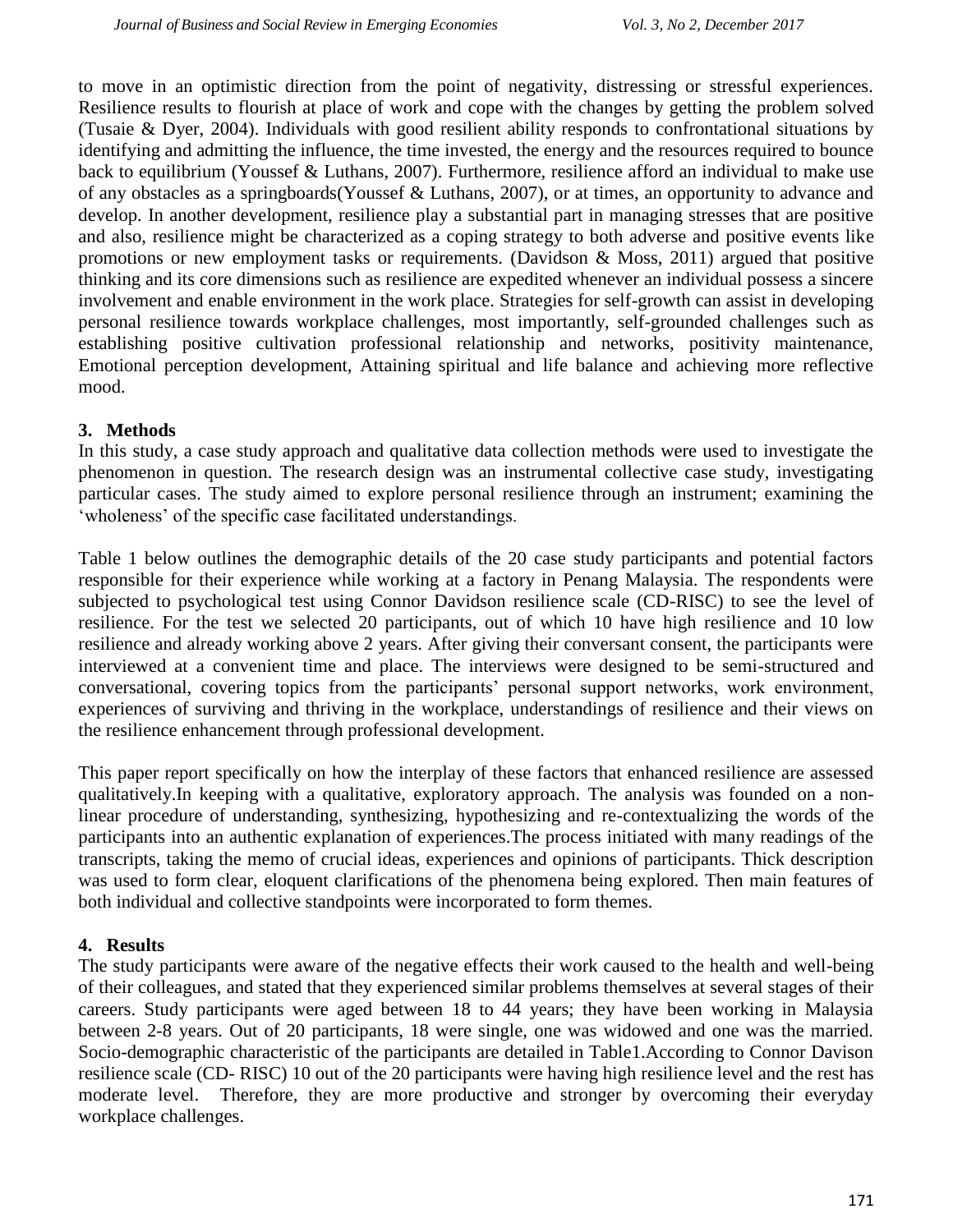to move in an optimistic direction from the point of negativity, distressing or stressful experiences. Resilience results to flourish at place of work and cope with the changes by getting the problem solved (Tusaie & Dyer, 2004). Individuals with good resilient ability responds to confrontational situations by identifying and admitting the influence, the time invested, the energy and the resources required to bounce back to equilibrium (Youssef & Luthans, 2007). Furthermore, resilience afford an individual to make use of any obstacles as a springboards(Youssef & Luthans, 2007), or at times, an opportunity to advance and develop. In another development, resilience play a substantial part in managing stresses that are positive and also, resilience might be characterized as a coping strategy to both adverse and positive events like promotions or new employment tasks or requirements. (Davidson & Moss, 2011) argued that positive thinking and its core dimensions such as resilience are expedited whenever an individual possess a sincere involvement and enable environment in the work place. Strategies for self-growth can assist in developing personal resilience towards workplace challenges, most importantly, self-grounded challenges such as establishing positive cultivation professional relationship and networks, positivity maintenance, Emotional perception development, Attaining spiritual and life balance and achieving more reflective mood.

## 3. Methods

In this study, a case study approach and qualitative data collection methods were used to investigate the phenomenon in question. The research design was an instrumental collective case study, investigating particular cases. The study aimed to explore personal resilience through an instrument; examining the 'wholeness' of the specific case facilitated understandings.

Table 1 below outlines the demographic details of the 20 case study participants and potential factors responsible for their experience while working at a factory in Penang Malaysia. The respondents were subjected to psychological test using Connor Davidson resilience scale (CD-RISC) to see the level of resilience. For the test we selected 20 participants, out of which 10 have high resilience and 10 low resilience and already working above 2 years. After giving their conversant consent, the participants were interviewed at a convenient time and place. The interviews were designed to be semi-structured and conversational, covering topics from the participants' personal support networks, work environment, experiences of surviving and thriving in the workplace, understandings of resilience and their views on the resilience enhancement through professional development.

This paper report specifically on how the interplay of these factors that enhanced resilience are assessed qualitatively.In keeping with a qualitative, exploratory approach. The analysis was founded on a non-linear procedure of understanding, synthesizing, hypothesizing and re-contextualizing the words of the participants into an authentic explanation of experiences.The process initiated with many readings of the transcripts, taking the memo of crucial ideas, experiences and opinions of participants. Thick description was used to form clear, eloquent clarifications of the phenomena being explored. Then main features of both individual and collective standpoints were incorporated to form themes.

## 4. Results

The study participants were aware of the negative effects their work caused to the health and well-being of their colleagues, and stated that they experienced similar problems themselves at several stages of their careers. Study participants were aged between 18 to 44 years; they have been working in Malaysia between 2-8 years. Out of 20 participants, 18 were single, one was widowed and one was the married. Socio-demographic characteristic of the participants are detailed in Table1.According to Connor Davison resilience scale (CD- RISC) 10 out of the 20 participants were having high resilience level and the rest has moderate level. Therefore, they are more productive and stronger by overcoming their everyday workplace challenges.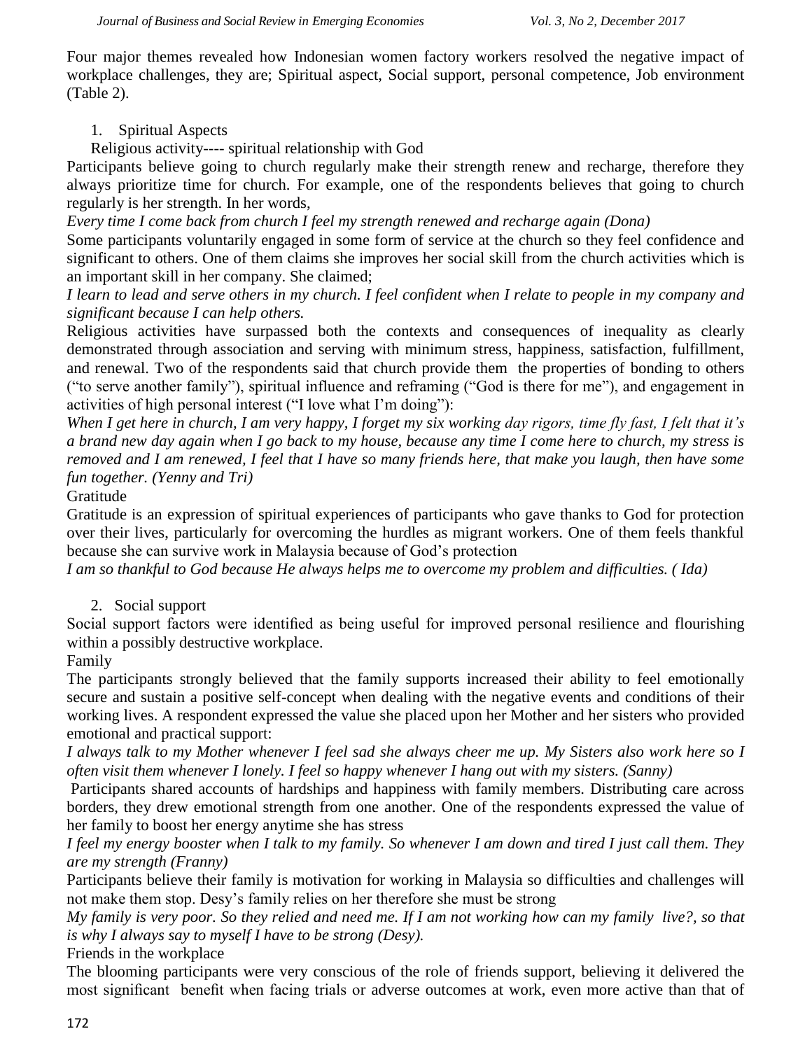Four major themes revealed how Indonesian women factory workers resolved the negative impact of workplace challenges, they are; Spiritual aspect, Social support, personal competence, Job environment (Table 2).

1. Spiritual Aspects

Religious activity---- spiritual relationship with God

Participants believe going to church regularly make their strength renew and recharge, therefore they always prioritize time for church. For example, one of the respondents believes that going to church regularly is her strength. In her words,

*Every time I come back from church I feel my strength renewed and recharge again (Dona)*

Some participants voluntarily engaged in some form of service at the church so they feel confidence and significant to others. One of them claims she improves her social skill from the church activities which is an important skill in her company. She claimed;

*I learn to lead and serve others in my church. I feel confident when I relate to people in my company and significant because I can help others.*

Religious activities have surpassed both the contexts and consequences of inequality as clearly demonstrated through association and serving with minimum stress, happiness, satisfaction, fulfillment, and renewal. Two of the respondents said that church provide them the properties of bonding to others ("to serve another family"), spiritual influence and reframing ("God is there for me"), and engagement in activities of high personal interest ("I love what I'm doing"):

*When I get here in church, I am very happy, I forget my six working day rigors, time fly fast, I felt that it's a brand new day again when I go back to my house, because any time I come here to church, my stress is removed and I am renewed, I feel that I have so many friends here, that make you laugh, then have some fun together. (Yenny and Tri)*

Gratitude

Gratitude is an expression of spiritual experiences of participants who gave thanks to God for protection over their lives, particularly for overcoming the hurdles as migrant workers. One of them feels thankful because she can survive work in Malaysia because of God's protection

*I am so thankful to God because He always helps me to overcome my problem and difficulties. ( Ida)*

2. Social support

Social support factors were identified as being useful for improved personal resilience and flourishing within a possibly destructive workplace.

Family

The participants strongly believed that the family supports increased their ability to feel emotionally secure and sustain a positive self-concept when dealing with the negative events and conditions of their working lives. A respondent expressed the value she placed upon her Mother and her sisters who provided emotional and practical support:

*I always talk to my Mother whenever I feel sad she always cheer me up. My Sisters also work here so I often visit them whenever I lonely. I feel so happy whenever I hang out with my sisters. (Sanny)*

Participants shared accounts of hardships and happiness with family members. Distributing care across borders, they drew emotional strength from one another. One of the respondents expressed the value of her family to boost her energy anytime she has stress

*I feel my energy booster when I talk to my family. So whenever I am down and tired I just call them. They are my strength (Franny)*

Participants believe their family is motivation for working in Malaysia so difficulties and challenges will not make them stop. Desy's family relies on her therefore she must be strong

*My family is very poor. So they relied and need me. If I am not working how can my family live?, so that is why I always say to myself I have to be strong (Desy).*

Friends in the workplace

The blooming participants were very conscious of the role of friends support, believing it delivered the most significant benefit when facing trials or adverse outcomes at work, even more active than that of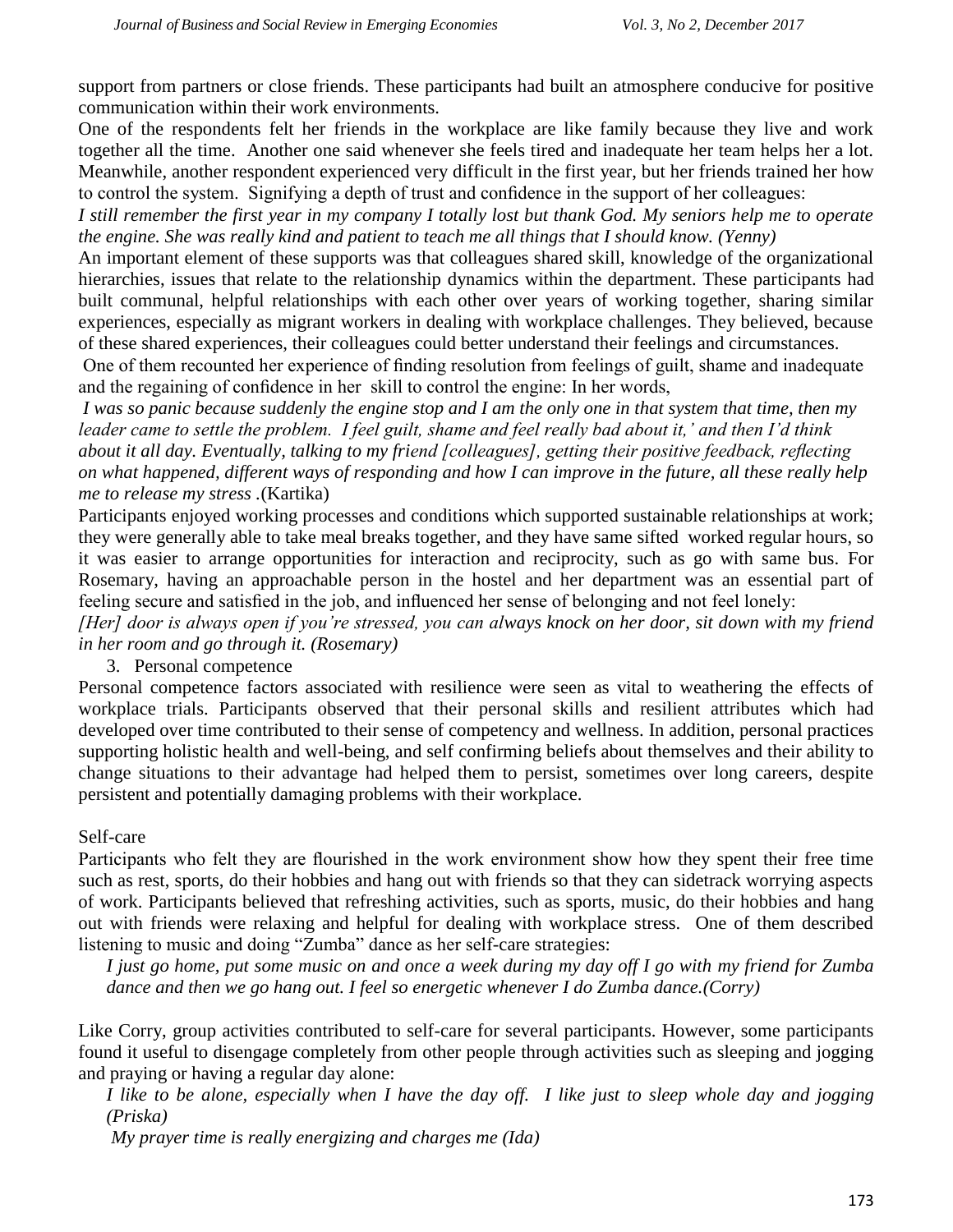support from partners or close friends. These participants had built an atmosphere conducive for positive communication within their work environments.

One of the respondents felt her friends in the workplace are like family because they live and work together all the time. Another one said whenever she feels tired and inadequate her team helps her a lot. Meanwhile, another respondent experienced very difficult in the first year, but her friends trained her how to control the system. Signifying a depth of trust and confidence in the support of her colleagues:

*I still remember the first year in my company I totally lost but thank God. My seniors help me to operate the engine. She was really kind and patient to teach me all things that I should know. (Yenny)*

An important element of these supports was that colleagues shared skill, knowledge of the organizational hierarchies, issues that relate to the relationship dynamics within the department. These participants had built communal, helpful relationships with each other over years of working together, sharing similar experiences, especially as migrant workers in dealing with workplace challenges. They believed, because of these shared experiences, their colleagues could better understand their feelings and circumstances.

One of them recounted her experience of finding resolution from feelings of guilt, shame and inadequate and the regaining of confidence in her skill to control the engine: In her words,

*I was so panic because suddenly the engine stop and I am the only one in that system that time, then my leader came to settle the problem. I feel guilt, shame and feel really bad about it,' and then I'd think about it all day. Eventually, talking to my friend [colleagues], getting their positive feedback, reflecting on what happened, different ways of responding and how I can improve in the future, all these really help me to release my stress* .(Kartika)

Participants enjoyed working processes and conditions which supported sustainable relationships at work; they were generally able to take meal breaks together, and they have same sifted worked regular hours, so it was easier to arrange opportunities for interaction and reciprocity, such as go with same bus. For Rosemary, having an approachable person in the hostel and her department was an essential part of feeling secure and satisfied in the job, and influenced her sense of belonging and not feel lonely:

*[Her] door is always open if you're stressed, you can always knock on her door, sit down with my friend in her room and go through it. (Rosemary)*

3. Personal competence

Personal competence factors associated with resilience were seen as vital to weathering the effects of workplace trials. Participants observed that their personal skills and resilient attributes which had developed over time contributed to their sense of competency and wellness. In addition, personal practices supporting holistic health and well-being, and self confirming beliefs about themselves and their ability to change situations to their advantage had helped them to persist, sometimes over long careers, despite persistent and potentially damaging problems with their workplace.

Self-care

Participants who felt they are flourished in the work environment show how they spent their free time such as rest, sports, do their hobbies and hang out with friends so that they can sidetrack worrying aspects of work. Participants believed that refreshing activities, such as sports, music, do their hobbies and hang out with friends were relaxing and helpful for dealing with workplace stress. One of them described listening to music and doing "Zumba" dance as her self-care strategies:

*I just go home, put some music on and once a week during my day off I go with my friend for Zumba dance and then we go hang out. I feel so energetic whenever I do Zumba dance.(Corry)*

Like Corry, group activities contributed to self-care for several participants. However, some participants found it useful to disengage completely from other people through activities such as sleeping and jogging and praying or having a regular day alone:

*I like to be alone, especially when I have the day off. I like just to sleep whole day and jogging (Priska)*

*My prayer time is really energizing and charges me (Ida)*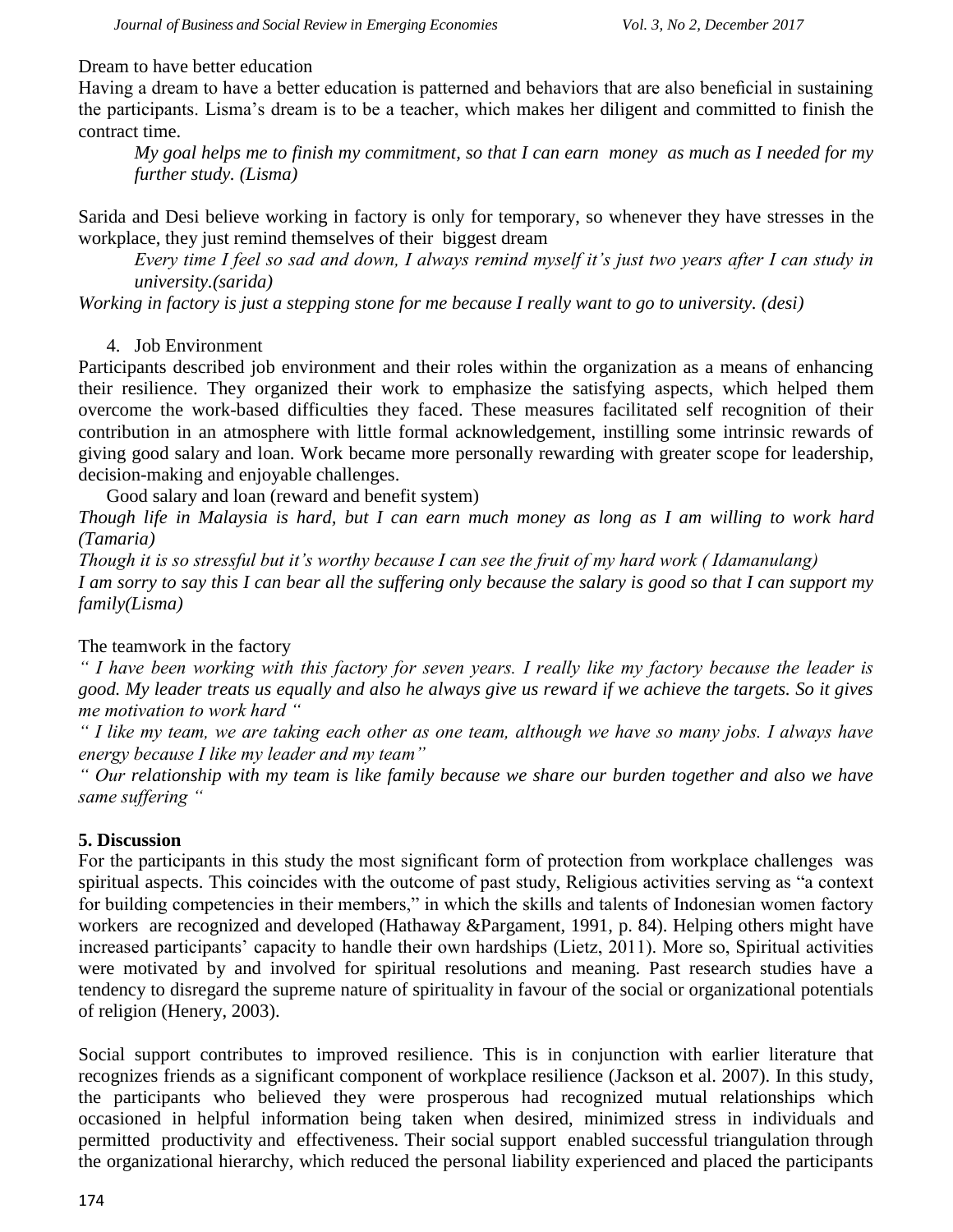Dream to have better education

Having a dream to have a better education is patterned and behaviors that are also beneficial in sustaining the participants. Lisma's dream is to be a teacher, which makes her diligent and committed to finish the contract time.

> *My goal helps me to finish my commitment, so that I can earn money as much as I needed for my further study. (Lisma)*

Sarida and Desi believe working in factory is only for temporary, so whenever they have stresses in the workplace, they just remind themselves of their biggest dream

> *Every time I feel so sad and down, I always remind myself it's just two years after I can study in university.(sarida)*

*Working in factory is just a stepping stone for me because I really want to go to university. (desi)*

4. Job Environment

Participants described job environment and their roles within the organization as a means of enhancing their resilience. They organized their work to emphasize the satisfying aspects, which helped them overcome the work-based difficulties they faced. These measures facilitated self recognition of their contribution in an atmosphere with little formal acknowledgement, instilling some intrinsic rewards of giving good salary and loan. Work became more personally rewarding with greater scope for leadership, decision-making and enjoyable challenges.

Good salary and loan (reward and benefit system)

*Though life in Malaysia is hard, but I can earn much money as long as I am willing to work hard (Tamaria)*

*Though it is so stressful but it's worthy because I can see the fruit of my hard work ( Idamanulang)*

*I am sorry to say this I can bear all the suffering only because the salary is good so that I can support my family(Lisma)*

The teamwork in the factory

*" I have been working with this factory for seven years. I really like my factory because the leader is good. My leader treats us equally and also he always give us reward if we achieve the targets. So it gives me motivation to work hard "*

*" I like my team, we are taking each other as one team, although we have so many jobs. I always have energy because I like my leader and my team"*

*" Our relationship with my team is like family because we share our burden together and also we have same suffering "*

## 5. Discussion

For the participants in this study the most significant form of protection from workplace challenges was spiritual aspects. This coincides with the outcome of past study, Religious activities serving as "a context for building competencies in their members," in which the skills and talents of Indonesian women factory workers are recognized and developed (Hathaway &Pargament, 1991, p. 84). Helping others might have increased participants' capacity to handle their own hardships (Lietz, 2011). More so, Spiritual activities were motivated by and involved for spiritual resolutions and meaning. Past research studies have a tendency to disregard the supreme nature of spirituality in favour of the social or organizational potentials of religion (Henery, 2003).

Social support contributes to improved resilience. This is in conjunction with earlier literature that recognizes friends as a significant component of workplace resilience (Jackson et al. 2007). In this study, the participants who believed they were prosperous had recognized mutual relationships which occasioned in helpful information being taken when desired, minimized stress in individuals and permitted productivity and effectiveness. Their social support enabled successful triangulation through the organizational hierarchy, which reduced the personal liability experienced and placed the participants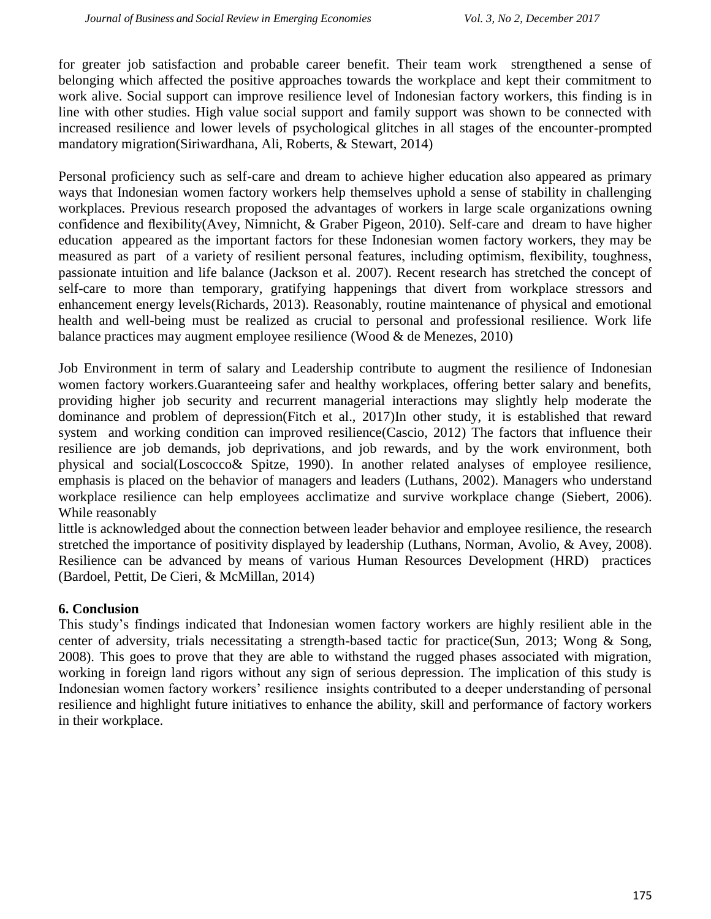for greater job satisfaction and probable career benefit. Their team work strengthened a sense of belonging which affected the positive approaches towards the workplace and kept their commitment to work alive. Social support can improve resilience level of Indonesian factory workers, this finding is in line with other studies. High value social support and family support was shown to be connected with increased resilience and lower levels of psychological glitches in all stages of the encounter-prompted mandatory migration(Siriwardhana, Ali, Roberts, & Stewart, 2014)

Personal proficiency such as self-care and dream to achieve higher education also appeared as primary ways that Indonesian women factory workers help themselves uphold a sense of stability in challenging workplaces. Previous research proposed the advantages of workers in large scale organizations owning confidence and flexibility(Avey, Nimnicht, & Graber Pigeon, 2010). Self-care and dream to have higher education appeared as the important factors for these Indonesian women factory workers, they may be measured as part of a variety of resilient personal features, including optimism, flexibility, toughness, passionate intuition and life balance (Jackson et al. 2007). Recent research has stretched the concept of self-care to more than temporary, gratifying happenings that divert from workplace stressors and enhancement energy levels(Richards, 2013). Reasonably, routine maintenance of physical and emotional health and well-being must be realized as crucial to personal and professional resilience. Work life balance practices may augment employee resilience (Wood & de Menezes, 2010)

Job Environment in term of salary and Leadership contribute to augment the resilience of Indonesian women factory workers.Guaranteeing safer and healthy workplaces, offering better salary and benefits, providing higher job security and recurrent managerial interactions may slightly help moderate the dominance and problem of depression(Fitch et al., 2017)In other study, it is established that reward system and working condition can improved resilience(Cascio, 2012) The factors that influence their resilience are job demands, job deprivations, and job rewards, and by the work environment, both physical and social(Loscocco& Spitze, 1990). In another related analyses of employee resilience, emphasis is placed on the behavior of managers and leaders (Luthans, 2002). Managers who understand workplace resilience can help employees acclimatize and survive workplace change (Siebert, 2006). While reasonably little is acknowledged about the connection between leader behavior and employee resilience, the research stretched the importance of positivity displayed by leadership (Luthans, Norman, Avolio, & Avey, 2008). Resilience can be advanced by means of various Human Resources Development (HRD) practices (Bardoel, Pettit, De Cieri, & McMillan, 2014)

## 6. Conclusion

This study's findings indicated that Indonesian women factory workers are highly resilient able in the center of adversity, trials necessitating a strength-based tactic for practice(Sun, 2013; Wong & Song, 2008). This goes to prove that they are able to withstand the rugged phases associated with migration, working in foreign land rigors without any sign of serious depression. The implication of this study is Indonesian women factory workers' resilience insights contributed to a deeper understanding of personal resilience and highlight future initiatives to enhance the ability, skill and performance of factory workers in their workplace.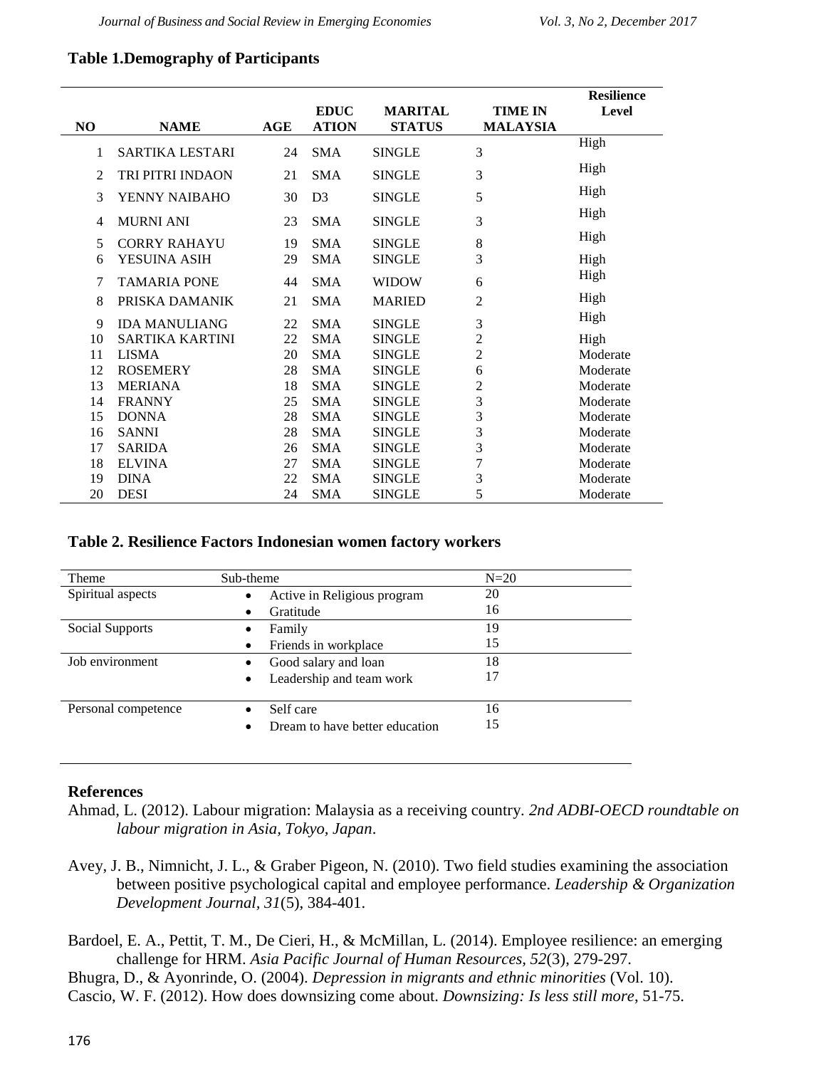**Table 1.Demography of Participants**

| NO | NAME | AGE | EDUCATION | MARITAL STATUS | TIME IN MALAYSIA | Resilience Level |
|---|---|---|---|---|---|---|
| 1 | SARTIKA LESTARI | 24 | SMA | SINGLE | 3 | High |
| 2 | TRI PITRI INDAON | 21 | SMA | SINGLE | 3 | High |
| 3 | YENNY NAIBAHO | 30 | D3 | SINGLE | 5 | High |
| 4 | MURNI ANI | 23 | SMA | SINGLE | 3 | High |
| 5 | CORRY RAHAYU | 19 | SMA | SINGLE | 8 | High |
| 6 | YESUINA ASIH | 29 | SMA | SINGLE | 3 | High |
| 7 | TAMARIA PONE | 44 | SMA | WIDOW | 6 | High |
| 8 | PRISKA DAMANIK | 21 | SMA | MARIED | 2 | High |
| 9 | IDA MANULIANG | 22 | SMA | SINGLE | 3 | High |
| 10 | SARTIKA KARTINI | 22 | SMA | SINGLE | 2 | High |
| 11 | LISMA | 20 | SMA | SINGLE | 2 | Moderate |
| 12 | ROSEMERY | 28 | SMA | SINGLE | 6 | Moderate |
| 13 | MERIANA | 18 | SMA | SINGLE | 2 | Moderate |
| 14 | FRANNY | 25 | SMA | SINGLE | 3 | Moderate |
| 15 | DONNA | 28 | SMA | SINGLE | 3 | Moderate |
| 16 | SANNI | 28 | SMA | SINGLE | 3 | Moderate |
| 17 | SARIDA | 26 | SMA | SINGLE | 3 | Moderate |
| 18 | ELVINA | 27 | SMA | SINGLE | 7 | Moderate |
| 19 | DINA | 22 | SMA | SINGLE | 3 | Moderate |
| 20 | DESI | 24 | SMA | SINGLE | 5 | Moderate |

**Table 2. Resilience Factors Indonesian women factory workers**

| Theme | Sub-theme | N=20 |
|---|---|---|
| Spiritual aspects | • Active in Religious program | 20 |
| | • Gratitude | 16 |
| Social Supports | • Family | 19 |
| | • Friends in workplace | 15 |
| Job environment | • Good salary and loan | 18 |
| | • Leadership and team work | 17 |
| Personal competence | • Self care | 16 |
| | • Dream to have better education | 15 |

## References

Ahmad, L. (2012). Labour migration: Malaysia as a receiving country. *2nd ADBI-OECD roundtable on labour migration in Asia, Tokyo, Japan*.

Avey, J. B., Nimnicht, J. L., & Graber Pigeon, N. (2010). Two field studies examining the association between positive psychological capital and employee performance. *Leadership & Organization Development Journal*, *31*(5), 384-401.

Bardoel, E. A., Pettit, T. M., De Cieri, H., & McMillan, L. (2014). Employee resilience: an emerging challenge for HRM. *Asia Pacific Journal of Human Resources*, *52*(3), 279-297.

Bhugra, D., & Ayonrinde, O. (2004). *Depression in migrants and ethnic minorities* (Vol. 10).

Cascio, W. F. (2012). How does downsizing come about. *Downsizing: Is less still more*, 51-75.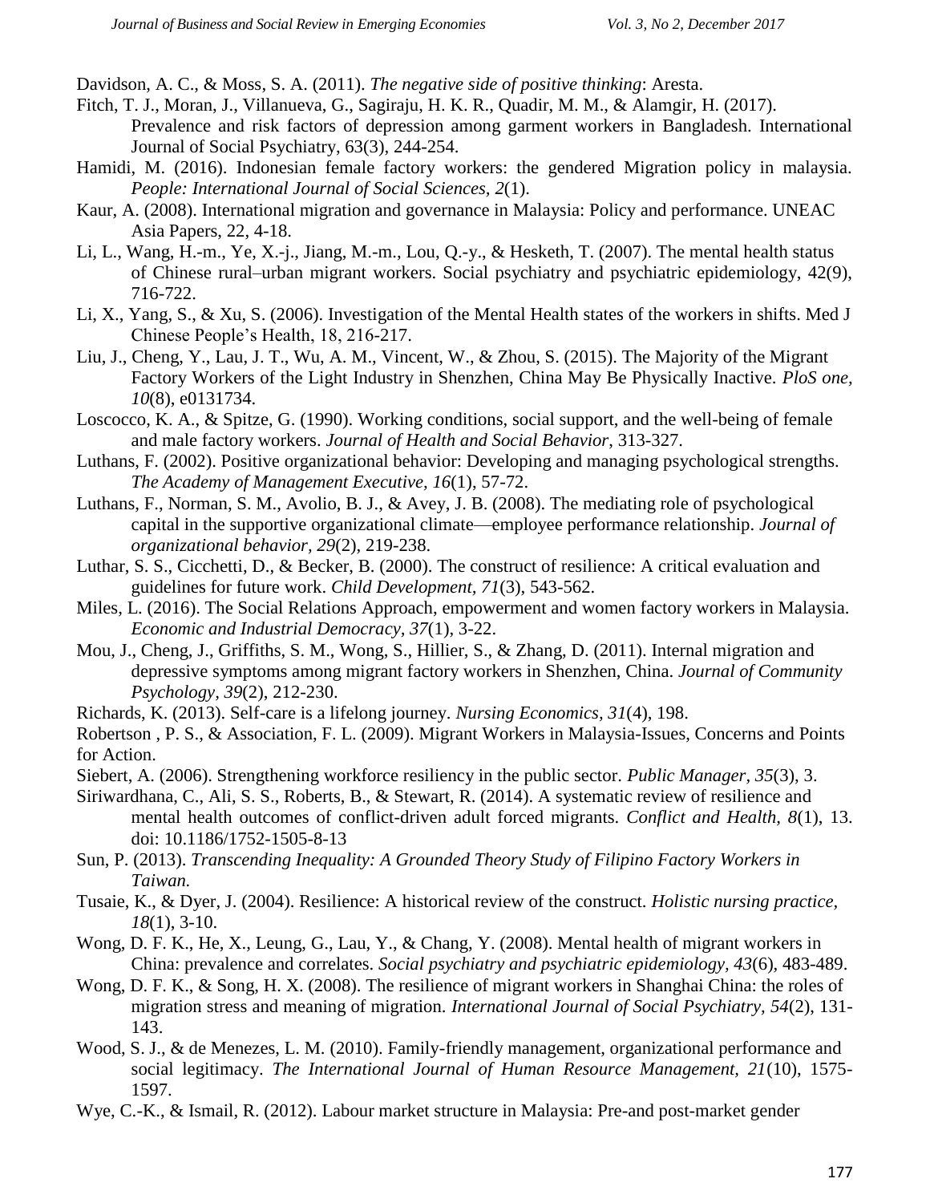Davidson, A. C., & Moss, S. A. (2011). *The negative side of positive thinking*: Aresta.

Fitch, T. J., Moran, J., Villanueva, G., Sagiraju, H. K. R., Quadir, M. M., & Alamgir, H. (2017). Prevalence and risk factors of depression among garment workers in Bangladesh. International Journal of Social Psychiatry, 63(3), 244-254.

Hamidi, M. (2016). Indonesian female factory workers: the gendered Migration policy in malaysia. *People: International Journal of Social Sciences, 2*(1).

Kaur, A. (2008). International migration and governance in Malaysia: Policy and performance. UNEAC Asia Papers, 22, 4-18.

Li, L., Wang, H.-m., Ye, X.-j., Jiang, M.-m., Lou, Q.-y., & Hesketh, T. (2007). The mental health status of Chinese rural–urban migrant workers. Social psychiatry and psychiatric epidemiology, 42(9), 716-722.

Li, X., Yang, S., & Xu, S. (2006). Investigation of the Mental Health states of the workers in shifts. Med J Chinese People's Health, 18, 216-217.

Liu, J., Cheng, Y., Lau, J. T., Wu, A. M., Vincent, W., & Zhou, S. (2015). The Majority of the Migrant Factory Workers of the Light Industry in Shenzhen, China May Be Physically Inactive. *PloS one, 10*(8), e0131734.

Loscocco, K. A., & Spitze, G. (1990). Working conditions, social support, and the well-being of female and male factory workers. *Journal of Health and Social Behavior*, 313-327.

Luthans, F. (2002). Positive organizational behavior: Developing and managing psychological strengths. *The Academy of Management Executive, 16*(1), 57-72.

Luthans, F., Norman, S. M., Avolio, B. J., & Avey, J. B. (2008). The mediating role of psychological capital in the supportive organizational climate—employee performance relationship. *Journal of organizational behavior, 29*(2), 219-238.

Luthar, S. S., Cicchetti, D., & Becker, B. (2000). The construct of resilience: A critical evaluation and guidelines for future work. *Child Development, 71*(3), 543-562.

Miles, L. (2016). The Social Relations Approach, empowerment and women factory workers in Malaysia. *Economic and Industrial Democracy, 37*(1), 3-22.

Mou, J., Cheng, J., Griffiths, S. M., Wong, S., Hillier, S., & Zhang, D. (2011). Internal migration and depressive symptoms among migrant factory workers in Shenzhen, China. *Journal of Community Psychology, 39*(2), 212-230.

Richards, K. (2013). Self-care is a lifelong journey. *Nursing Economics, 31*(4), 198.

Robertson , P. S., & Association, F. L. (2009). Migrant Workers in Malaysia-Issues, Concerns and Points for Action.

Siebert, A. (2006). Strengthening workforce resiliency in the public sector. *Public Manager, 35*(3), 3.

Siriwardhana, C., Ali, S. S., Roberts, B., & Stewart, R. (2014). A systematic review of resilience and mental health outcomes of conflict-driven adult forced migrants. *Conflict and Health, 8*(1), 13. doi: 10.1186/1752-1505-8-13

Sun, P. (2013). *Transcending Inequality: A Grounded Theory Study of Filipino Factory Workers in Taiwan.*

Tusaie, K., & Dyer, J. (2004). Resilience: A historical review of the construct. *Holistic nursing practice, 18*(1), 3-10.

Wong, D. F. K., He, X., Leung, G., Lau, Y., & Chang, Y. (2008). Mental health of migrant workers in China: prevalence and correlates. *Social psychiatry and psychiatric epidemiology, 43*(6), 483-489.

Wong, D. F. K., & Song, H. X. (2008). The resilience of migrant workers in Shanghai China: the roles of migration stress and meaning of migration. *International Journal of Social Psychiatry, 54*(2), 131-143.

Wood, S. J., & de Menezes, L. M. (2010). Family-friendly management, organizational performance and social legitimacy. *The International Journal of Human Resource Management, 21*(10), 1575-1597.

Wye, C.-K., & Ismail, R. (2012). Labour market structure in Malaysia: Pre-and post-market gender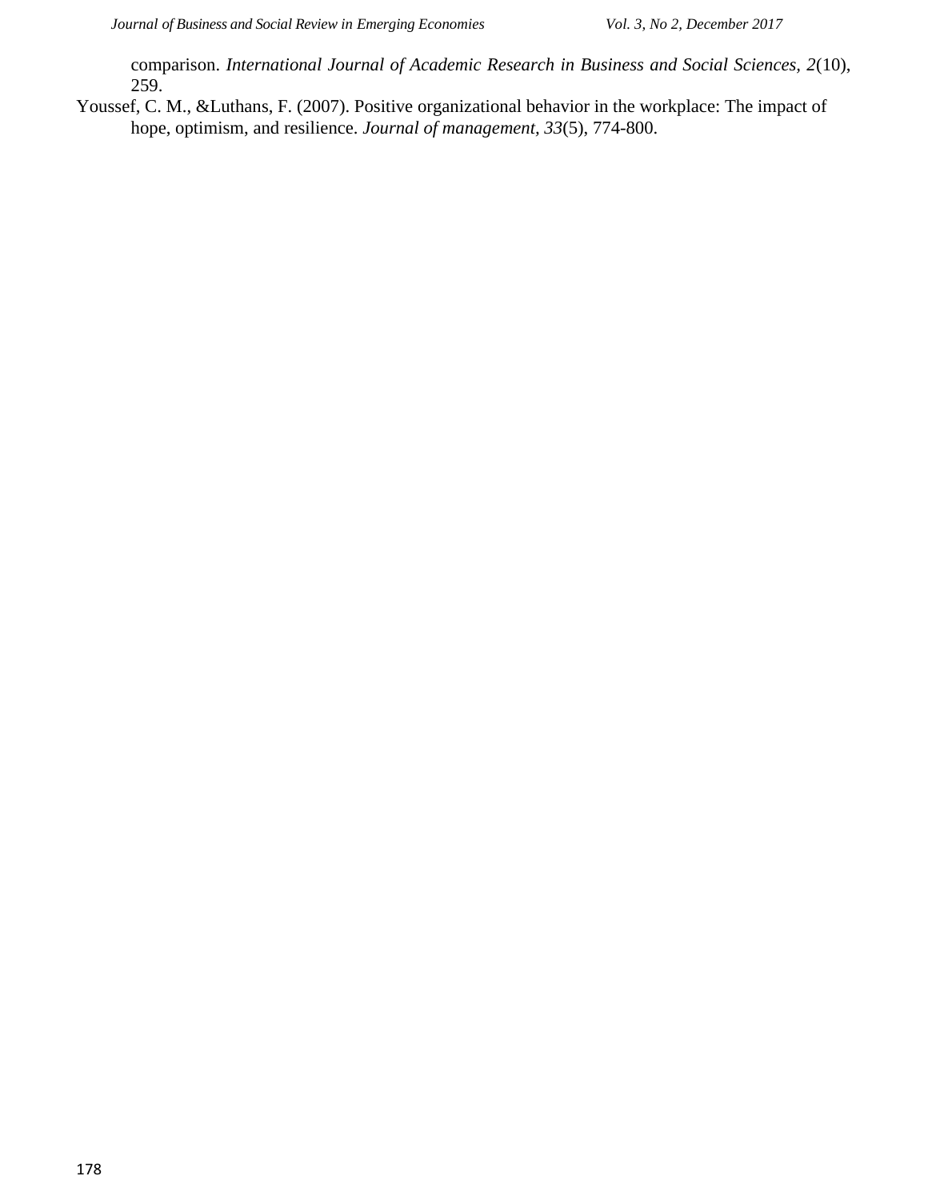comparison. *International Journal of Academic Research in Business and Social Sciences, 2*(10), 259.

Youssef, C. M., &Luthans, F. (2007). Positive organizational behavior in the workplace: The impact of hope, optimism, and resilience. *Journal of management, 33*(5), 774-800.